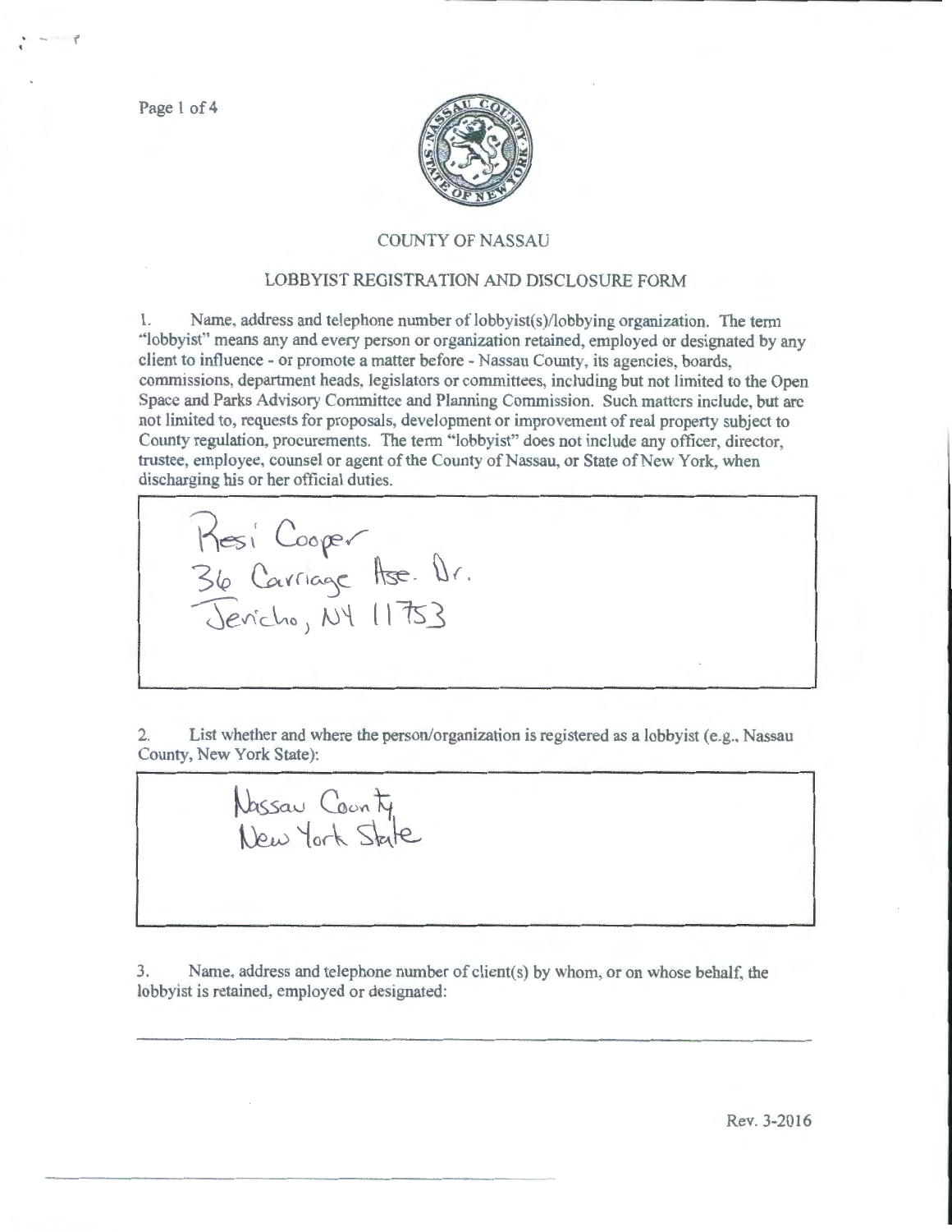COUNTY OF NASSAU

LOBBYIST REGISTRATION AND DISCLOSURE FORM

1. Name, address and telephone number of lobbyist(s)/lobbying organization. The term "lobbyist" means any and every person or organization retained, employed or designated by any client to influence - or promote a matter before - Nassau County, its agencies, boards, commissions, department heads, legislators or committees, including but not limited to the Open Space and Parks Advisory Committee and Planning Commission. Such matters include, but are not limited to, requests for proposals, development or improvement of real property subject to County regulation, procurements. The term "lobbyist" does not include any officer, director, trustee, employee, counsel or agent of the County of Nassau, or State of New York, when discharging his or her official duties.

Resi Cooper
36 Carriage Hse. Dr.
Jericho, NY 11753

2. List whether and where the person/organization is registered as a lobbyist (e.g., Nassau County, New York State):

Nassau County
New York State

3. Name, address and telephone number of client(s) by whom, or on whose behalf, the lobbyist is retained, employed or designated:

Rev. 3-2016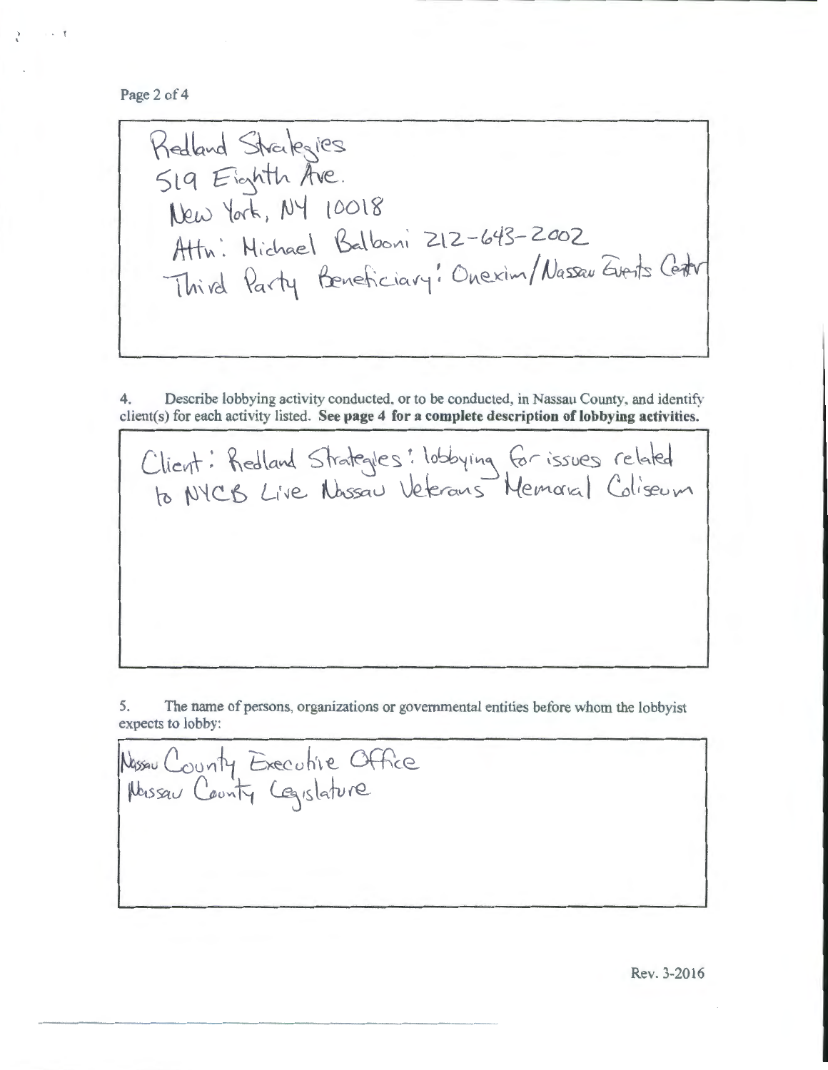Redland Strategies
519 Eighth Ave.
New York, NY 10018
Attn: Michael Balboni 212-643-2002
Third Party Beneficiary: Onexim/Nassau Events Center

4. Describe lobbying activity conducted, or to be conducted, in Nassau County, and identify client(s) for each activity listed. **See page 4 for a complete description of lobbying activities.**

Client: Redland Strategies: lobbying for issues related to NYCB Live Nassau Veterans Memorial Coliseum

5. The name of persons, organizations or governmental entities before whom the lobbyist expects to lobby:

Nassau County Executive Office
Nassau County Legislature

Rev. 3-2016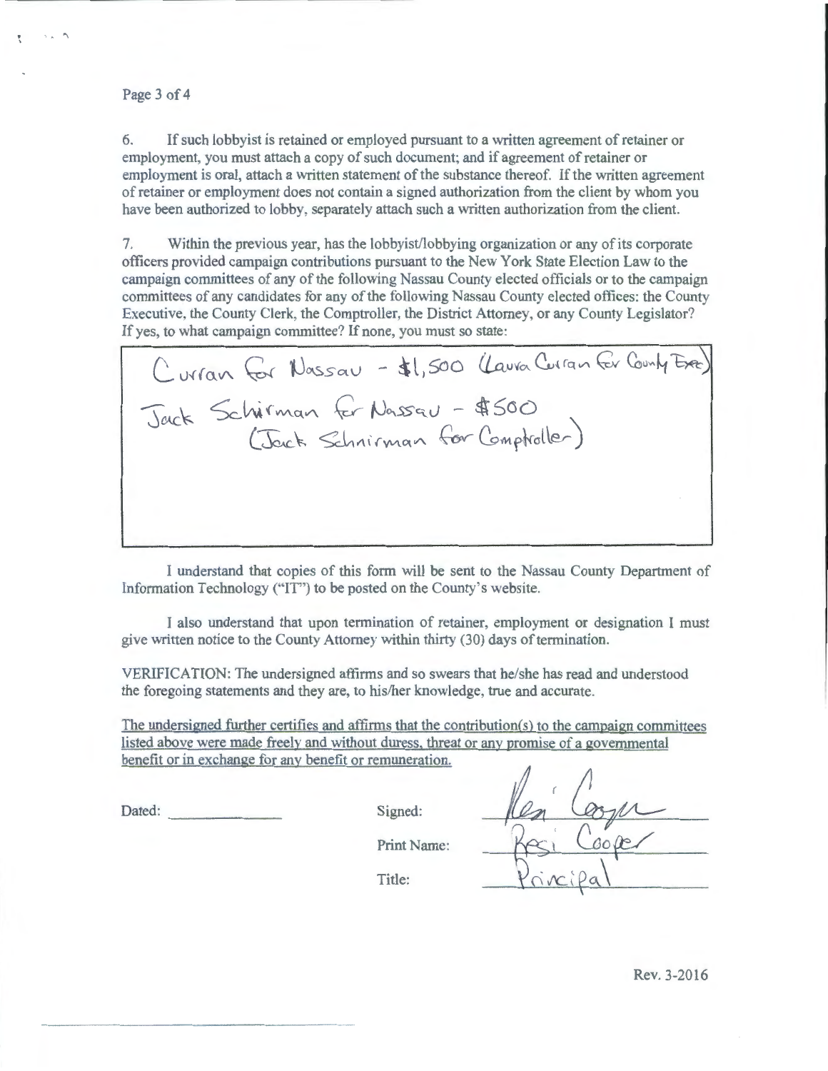6. If such lobbyist is retained or employed pursuant to a written agreement of retainer or employment, you must attach a copy of such document; and if agreement of retainer or employment is oral, attach a written statement of the substance thereof. If the written agreement of retainer or employment does not contain a signed authorization from the client by whom you have been authorized to lobby, separately attach such a written authorization from the client.

7. Within the previous year, has the lobbyist/lobbying organization or any of its corporate officers provided campaign contributions pursuant to the New York State Election Law to the campaign committees of any of the following Nassau County elected officials or to the campaign committees of any candidates for any of the following Nassau County elected offices: the County Executive, the County Clerk, the Comptroller, the District Attorney, or any County Legislator? If yes, to what campaign committee? If none, you must so state:

Curran for Nassau - $1,500 (Laura Curran for County Exec)

Jack Schirman for Nassau - $500 (Jack Schnirman for Comptroller)

I understand that copies of this form will be sent to the Nassau County Department of Information Technology ("IT") to be posted on the County's website.

I also understand that upon termination of retainer, employment or designation I must give written notice to the County Attorney within thirty (30) days of termination.

VERIFICATION: The undersigned affirms and so swears that he/she has read and understood the foregoing statements and they are, to his/her knowledge, true and accurate.

The undersigned further certifies and affirms that the contribution(s) to the campaign committees listed above were made freely and without duress, threat or any promise of a governmental benefit or in exchange for any benefit or remuneration.

Dated: ______________

Signed: Resi Cooper

Print Name: Resi Cooper

Title: Principal

Rev. 3-2016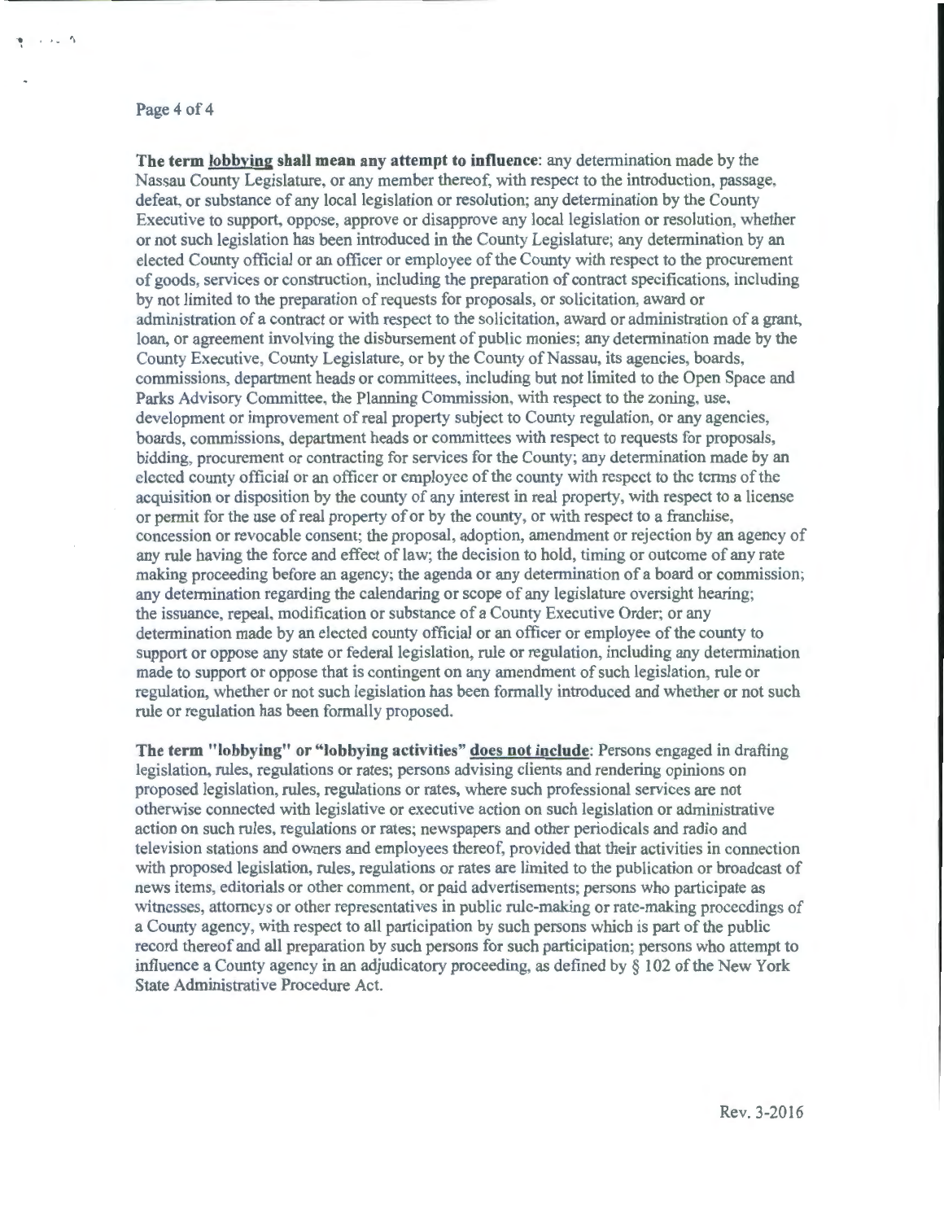**The term lobbying shall mean any attempt to influence**: any determination made by the Nassau County Legislature, or any member thereof, with respect to the introduction, passage, defeat, or substance of any local legislation or resolution; any determination by the County Executive to support, oppose, approve or disapprove any local legislation or resolution, whether or not such legislation has been introduced in the County Legislature; any determination by an elected County official or an officer or employee of the County with respect to the procurement of goods, services or construction, including the preparation of contract specifications, including by not limited to the preparation of requests for proposals, or solicitation, award or administration of a contract or with respect to the solicitation, award or administration of a grant, loan, or agreement involving the disbursement of public monies; any determination made by the County Executive, County Legislature, or by the County of Nassau, its agencies, boards, commissions, department heads or committees, including but not limited to the Open Space and Parks Advisory Committee, the Planning Commission, with respect to the zoning, use, development or improvement of real property subject to County regulation, or any agencies, boards, commissions, department heads or committees with respect to requests for proposals, bidding, procurement or contracting for services for the County; any determination made by an elected county official or an officer or employee of the county with respect to the terms of the acquisition or disposition by the county of any interest in real property, with respect to a license or permit for the use of real property of or by the county, or with respect to a franchise, concession or revocable consent; the proposal, adoption, amendment or rejection by an agency of any rule having the force and effect of law; the decision to hold, timing or outcome of any rate making proceeding before an agency; the agenda or any determination of a board or commission; any determination regarding the calendaring or scope of any legislature oversight hearing; the issuance, repeal, modification or substance of a County Executive Order; or any determination made by an elected county official or an officer or employee of the county to support or oppose any state or federal legislation, rule or regulation, including any determination made to support or oppose that is contingent on any amendment of such legislation, rule or regulation, whether or not such legislation has been formally introduced and whether or not such rule or regulation has been formally proposed.

**The term "lobbying" or "lobbying activities" does not include**: Persons engaged in drafting legislation, rules, regulations or rates; persons advising clients and rendering opinions on proposed legislation, rules, regulations or rates, where such professional services are not otherwise connected with legislative or executive action on such legislation or administrative action on such rules, regulations or rates; newspapers and other periodicals and radio and television stations and owners and employees thereof, provided that their activities in connection with proposed legislation, rules, regulations or rates are limited to the publication or broadcast of news items, editorials or other comment, or paid advertisements; persons who participate as witnesses, attorneys or other representatives in public rule-making or rate-making proceedings of a County agency, with respect to all participation by such persons which is part of the public record thereof and all preparation by such persons for such participation; persons who attempt to influence a County agency in an adjudicatory proceeding, as defined by § 102 of the New York State Administrative Procedure Act.

Rev. 3-2016